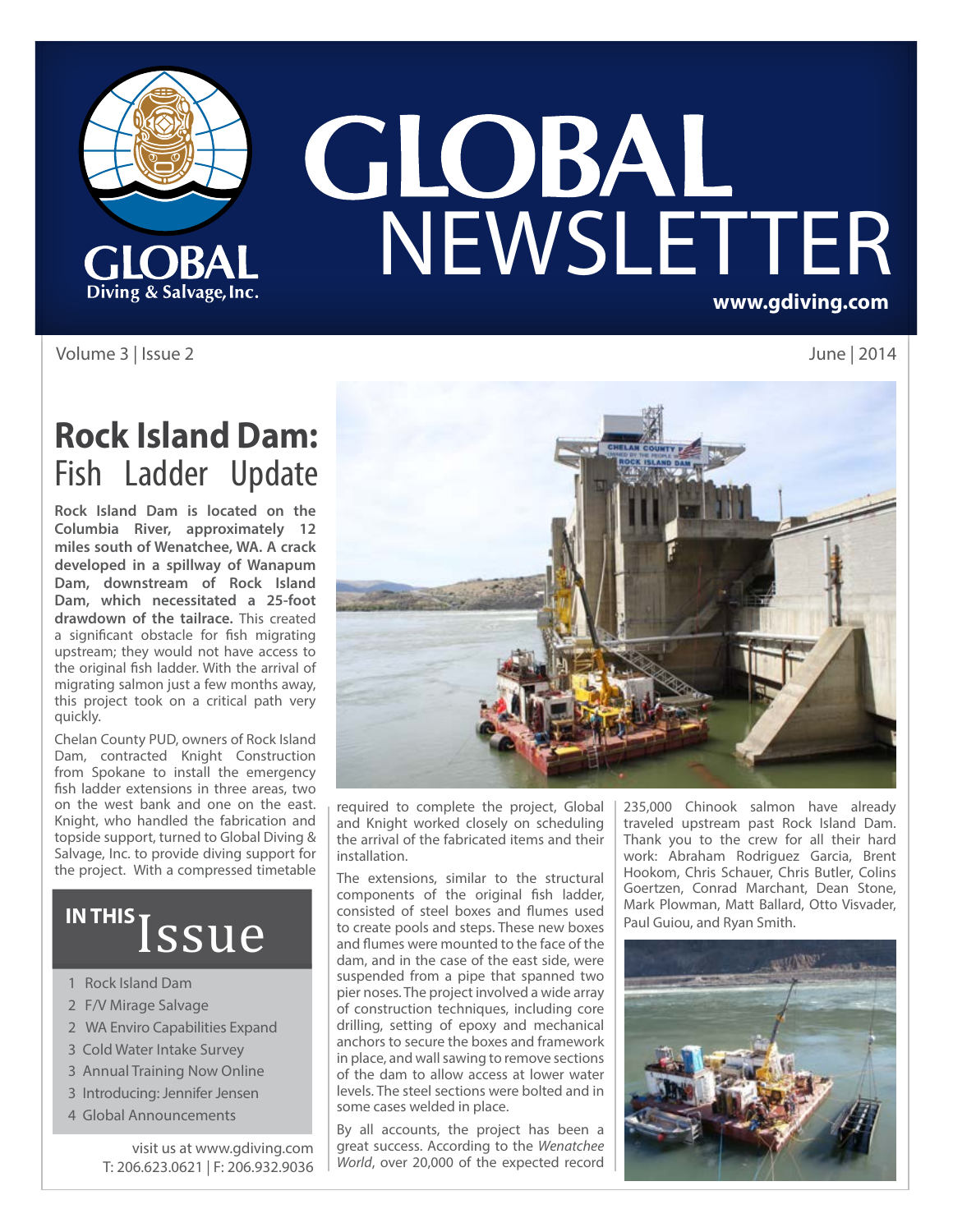# GLOBAL NEWSLETTER

**www.gdiving.com**

Volume 3 | Issue 2 June | 2014

## Rock Island Dam: Fish Ladder Update

**Rock Island Dam is located on the Columbia River, approximately 12 miles south of Wenatchee, WA. A crack developed in a spillway of Wanapum Dam, downstream of Rock Island Dam, which necessitated a 25-foot drawdown of the tailrace.** This created a significant obstacle for fish migrating upstream; they would not have access to the original fish ladder. With the arrival of migrating salmon just a few months away, this project took on a critical path very quickly.

Chelan County PUD, owners of Rock Island Dam, contracted Knight Construction from Spokane to install the emergency fish ladder extensions in three areas, two on the west bank and one on the east. Knight, who handled the fabrication and topside support, turned to Global Diving & Salvage, Inc. to provide diving support for the project. With a compressed timetable required to complete the project, Global and Knight worked closely on scheduling the arrival of the fabricated items and their installation.

The extensions, similar to the structural components of the original fish ladder, consisted of steel boxes and flumes used to create pools and steps. These new boxes and flumes were mounted to the face of the dam, and in the case of the east side, were suspended from a pipe that spanned two pier noses. The project involved a wide array of construction techniques, including core drilling, setting of epoxy and mechanical anchors to secure the boxes and framework in place, and wall sawing to remove sections of the dam to allow access at lower water levels. The steel sections were bolted and in some cases welded in place.

By all accounts, the project has been a great success. According to the *Wenatchee World*, over 20,000 of the expected record 235,000 Chinook salmon have already traveled upstream past Rock Island Dam. Thank you to the crew for all their hard work: Abraham Rodriguez Garcia, Brent Hookom, Chris Schauer, Chris Butler, Colins Goertzen, Conrad Marchant, Dean Stone, Mark Plowman, Matt Ballard, Otto Visvader, Paul Guiou, and Ryan Smith.

### IN THIS Issue

1 Rock Island Dam
2 F/V Mirage Salvage
2 WA Enviro Capabilities Expand
3 Cold Water Intake Survey
3 Annual Training Now Online
3 Introducing: Jennifer Jensen
4 Global Announcements

visit us at www.gdiving.com
T: 206.623.0621 | F: 206.932.9036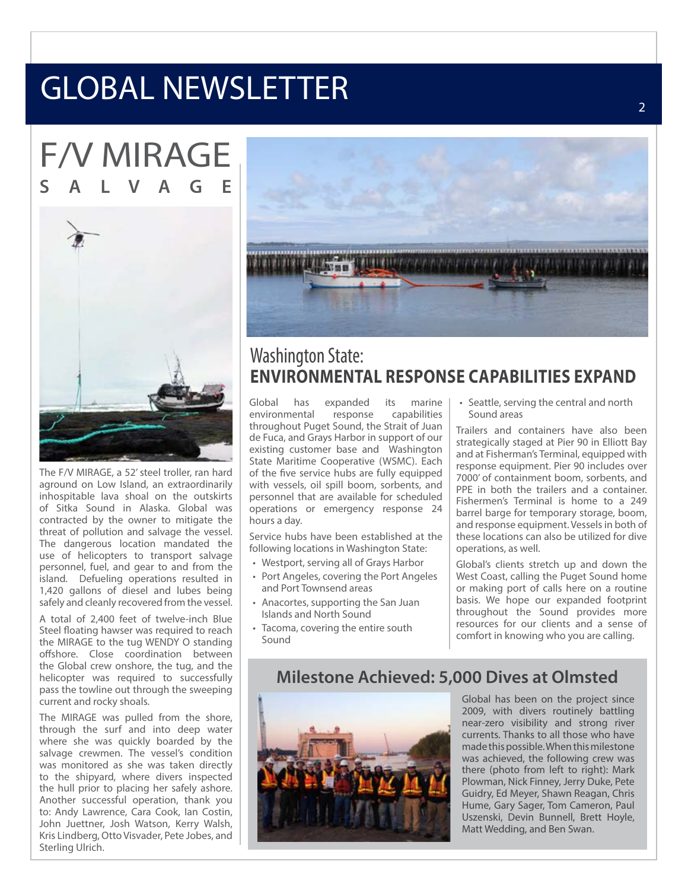# F/V MIRAGE SALVAGE

The F/V MIRAGE, a 52' steel troller, ran hard aground on Low Island, an extraordinarily inhospitable lava shoal on the outskirts of Sitka Sound in Alaska. Global was contracted by the owner to mitigate the threat of pollution and salvage the vessel. The dangerous location mandated the use of helicopters to transport salvage personnel, fuel, and gear to and from the island. Defueling operations resulted in 1,420 gallons of diesel and lubes being safely and cleanly recovered from the vessel.

A total of 2,400 feet of twelve-inch Blue Steel floating hawser was required to reach the MIRAGE to the tug WENDY O standing offshore. Close coordination between the Global crew onshore, the tug, and the helicopter was required to successfully pass the towline out through the sweeping current and rocky shoals.

The MIRAGE was pulled from the shore, through the surf and into deep water where she was quickly boarded by the salvage crewmen. The vessel's condition was monitored as she was taken directly to the shipyard, where divers inspected the hull prior to placing her safely ashore. Another successful operation, thank you to: Andy Lawrence, Cara Cook, Ian Costin, John Juettner, Josh Watson, Kerry Walsh, Kris Lindberg, Otto Visvader, Pete Jobes, and Sterling Ulrich.

## Washington State: ENVIRONMENTAL RESPONSE CAPABILITIES EXPAND

Global has expanded its marine environmental response capabilities throughout Puget Sound, the Strait of Juan de Fuca, and Grays Harbor in support of our existing customer base and Washington State Maritime Cooperative (WSMC). Each of the five service hubs are fully equipped with vessels, oil spill boom, sorbents, and personnel that are available for scheduled operations or emergency response 24 hours a day.

Service hubs have been established at the following locations in Washington State:

- Westport, serving all of Grays Harbor
- Port Angeles, covering the Port Angeles and Port Townsend areas
- Anacortes, supporting the San Juan Islands and North Sound
- Tacoma, covering the entire south Sound
- Seattle, serving the central and north Sound areas

Trailers and containers have also been strategically staged at Pier 90 in Elliott Bay and at Fisherman's Terminal, equipped with response equipment. Pier 90 includes over 7000' of containment boom, sorbents, and PPE in both the trailers and a container. Fishermen's Terminal is home to a 249 barrel barge for temporary storage, boom, and response equipment. Vessels in both of these locations can also be utilized for dive operations, as well.

Global's clients stretch up and down the West Coast, calling the Puget Sound home or making port of calls here on a routine basis. We hope our expanded footprint throughout the Sound provides more resources for our clients and a sense of comfort in knowing who you are calling.

## Milestone Achieved: 5,000 Dives at Olmsted

Global has been on the project since 2009, with divers routinely battling near-zero visibility and strong river currents. Thanks to all those who have made this possible. When this milestone was achieved, the following crew was there (photo from left to right): Mark Plowman, Nick Finney, Jerry Duke, Pete Guidry, Ed Meyer, Shawn Reagan, Chris Hume, Gary Sager, Tom Cameron, Paul Uszenski, Devin Bunnell, Brett Hoyle, Matt Wedding, and Ben Swan.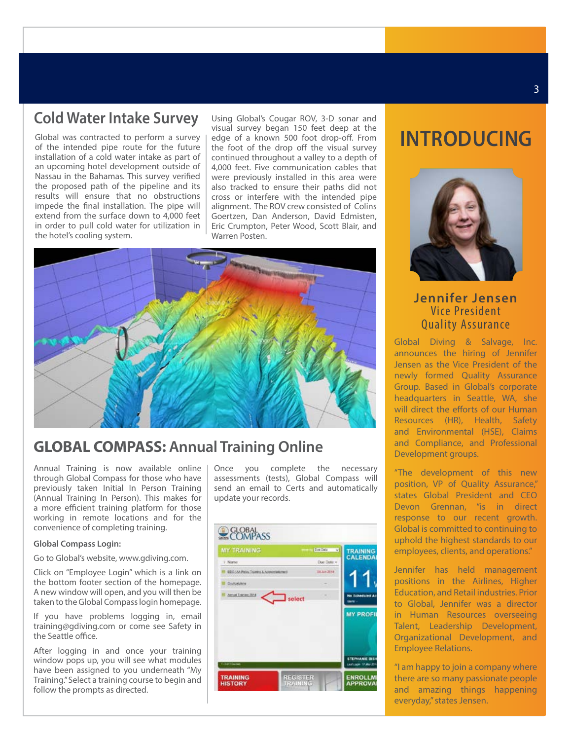## Cold Water Intake Survey

Global was contracted to perform a survey of the intended pipe route for the future installation of a cold water intake as part of an upcoming hotel development outside of Nassau in the Bahamas. This survey verified the proposed path of the pipeline and its results will ensure that no obstructions impede the final installation. The pipe will extend from the surface down to 4,000 feet in order to pull cold water for utilization in the hotel's cooling system.

Using Global's Cougar ROV, 3-D sonar and visual survey began 150 feet deep at the edge of a known 500 foot drop-off. From the foot of the drop off the visual survey continued throughout a valley to a depth of 4,000 feet. Five communication cables that were previously installed in this area were also tracked to ensure their paths did not cross or interfere with the intended pipe alignment. The ROV crew consisted of Colins Goertzen, Dan Anderson, David Edmisten, Eric Crumpton, Peter Wood, Scott Blair, and Warren Posten.

## GLOBAL COMPASS: Annual Training Online

Annual Training is now available online through Global Compass for those who have previously taken Initial In Person Training (Annual Training In Person). This makes for a more efficient training platform for those working in remote locations and for the convenience of completing training.

**Global Compass Login:**

Go to Global's website, www.gdiving.com.

Click on "Employee Login" which is a link on the bottom footer section of the homepage. A new window will open, and you will then be taken to the Global Compass login homepage.

If you have problems logging in, email training@gdiving.com or come see Safety in the Seattle office.

After logging in and once your training window pops up, you will see what modules have been assigned to you underneath "My Training." Select a training course to begin and follow the prompts as directed.

Once you complete the necessary assessments (tests), Global Compass will send an email to Certs and automatically update your records.

# INTRODUCING

### Jennifer Jensen
### Vice President
### Quality Assurance

Global Diving & Salvage, Inc. announces the hiring of Jennifer Jensen as the Vice President of the newly formed Quality Assurance Group. Based in Global's corporate headquarters in Seattle, WA, she will direct the efforts of our Human Resources (HR), Health, Safety and Environmental (HSE), Claims and Compliance, and Professional Development groups.

"The development of this new position, VP of Quality Assurance," states Global President and CEO Devon Grennan, "is in direct response to our recent growth. Global is committed to continuing to uphold the highest standards to our employees, clients, and operations."

Jennifer has held management positions in the Airlines, Higher Education, and Retail industries. Prior to Global, Jennifer was a director in Human Resources overseeing Talent, Leadership Development, Organizational Development, and Employee Relations.

"I am happy to join a company where there are so many passionate people and amazing things happening everyday," states Jensen.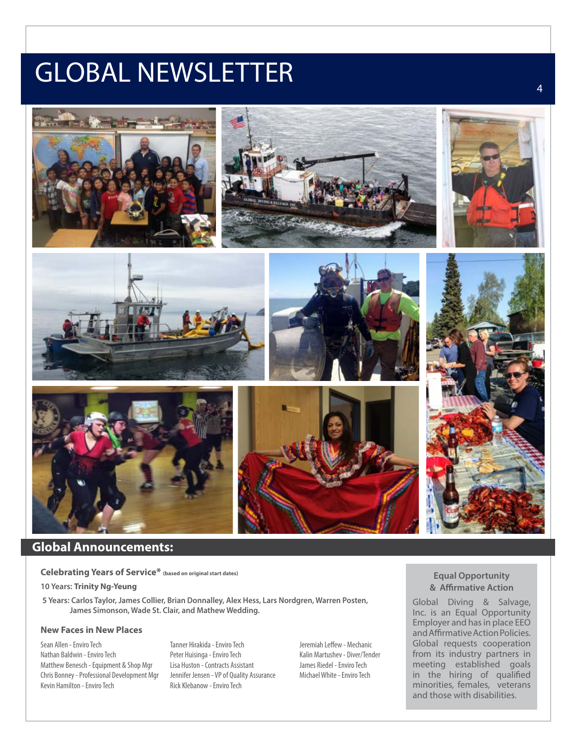# GLOBAL NEWSLETTER

## Global Announcements:

### Celebrating Years of Service* (based on original start dates)

**10 Years: Trinity Ng-Yeung**

**5 Years: Carlos Taylor, James Collier, Brian Donnalley, Alex Hess, Lars Nordgren, Warren Posten, James Simonson, Wade St. Clair, and Mathew Wedding.**

### New Faces in New Places

Sean Allen - Enviro Tech
Nathan Baldwin - Enviro Tech
Matthew Benesch - Equipment & Shop Mgr
Chris Bonney - Professional Development Mgr
Kevin Hamilton - Enviro Tech
Tanner Hirakida - Enviro Tech
Peter Huisinga - Enviro Tech
Lisa Huston - Contracts Assistant
Jennifer Jensen - VP of Quality Assurance
Rick Klebanow - Enviro Tech
Jeremiah Leffew - Mechanic
Kalin Martushev - Diver/Tender
James Riedel - Enviro Tech
Michael White - Enviro Tech

### Equal Opportunity & Affirmative Action

Global Diving & Salvage, Inc. is an Equal Opportunity Employer and has in place EEO and Affirmative Action Policies. Global requests cooperation from its industry partners in meeting established goals in the hiring of qualified minorities, females, veterans and those with disabilities.